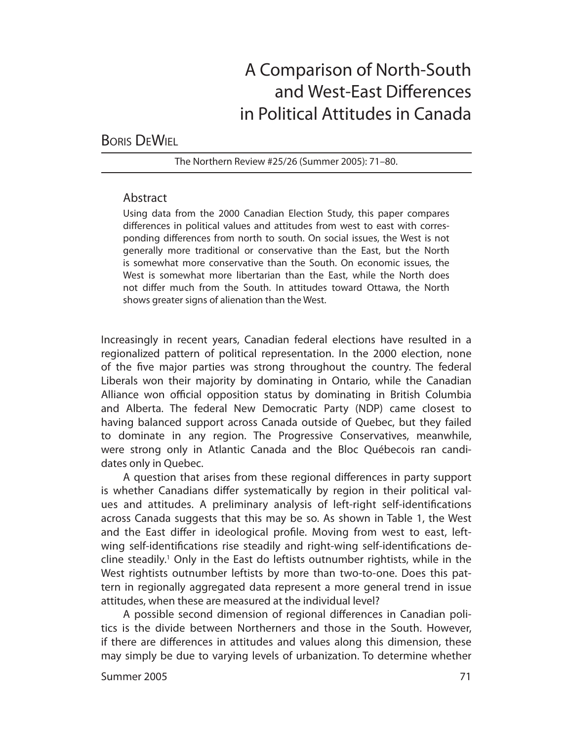# A Comparison of North-South and West-East Differences in Political Attitudes in Canada

BORIS DEWIEL

The Northern Review #25/26 (Summer 2005): 71–80.

## Abstract

Using data from the 2000 Canadian Election Study, this paper compares differences in political values and attitudes from west to east with corresponding differences from north to south. On social issues, the West is not generally more traditional or conservative than the East, but the North is somewhat more conservative than the South. On economic issues, the West is somewhat more libertarian than the East, while the North does not differ much from the South. In attitudes toward Ottawa, the North shows greater signs of alienation than the West.

Increasingly in recent years, Canadian federal elections have resulted in a regionalized pattern of political representation. In the 2000 election, none of the five major parties was strong throughout the country. The federal Liberals won their majority by dominating in Ontario, while the Canadian Alliance won official opposition status by dominating in British Columbia and Alberta. The federal New Democratic Party (NDP) came closest to having balanced support across Canada outside of Quebec, but they failed to dominate in any region. The Progressive Conservatives, meanwhile, were strong only in Atlantic Canada and the Bloc Québecois ran candidates only in Quebec.

A question that arises from these regional differences in party support is whether Canadians differ systematically by region in their political values and attitudes. A preliminary analysis of left-right self-identifications across Canada suggests that this may be so. As shown in Table 1, the West and the East differ in ideological profile. Moving from west to east, left-wing self-identifications rise steadily and right-wing self-identifications decline steadily.[1] Only in the East do leftists outnumber rightists, while in the West rightists outnumber leftists by more than two-to-one. Does this pattern in regionally aggregated data represent a more general trend in issue attitudes, when these are measured at the individual level?

A possible second dimension of regional differences in Canadian politics is the divide between Northerners and those in the South. However, if there are differences in attitudes and values along this dimension, these may simply be due to varying levels of urbanization. To determine whether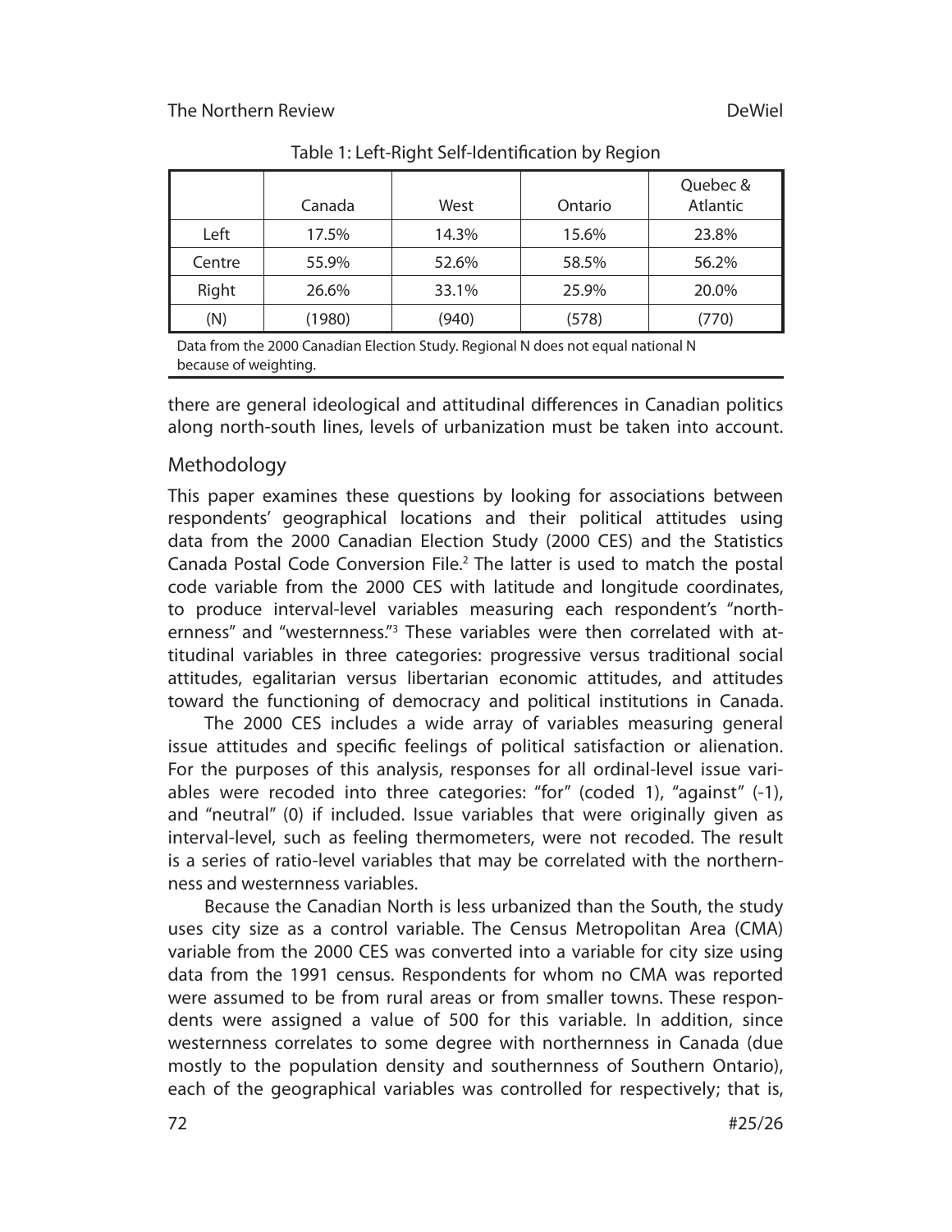Table 1: Left-Right Self-Identification by Region

| | Canada | West | Ontario | Quebec & Atlantic |
|---|---|---|---|---|
| Left | 17.5% | 14.3% | 15.6% | 23.8% |
| Centre | 55.9% | 52.6% | 58.5% | 56.2% |
| Right | 26.6% | 33.1% | 25.9% | 20.0% |
| (N) | (1980) | (940) | (578) | (770) |

Data from the 2000 Canadian Election Study. Regional N does not equal national N because of weighting.

there are general ideological and attitudinal differences in Canadian politics along north-south lines, levels of urbanization must be taken into account.

## Methodology

This paper examines these questions by looking for associations between respondents' geographical locations and their political attitudes using data from the 2000 Canadian Election Study (2000 CES) and the Statistics Canada Postal Code Conversion File.[2] The latter is used to match the postal code variable from the 2000 CES with latitude and longitude coordinates, to produce interval-level variables measuring each respondent's "northernness" and "westernness."[3] These variables were then correlated with attitudinal variables in three categories: progressive versus traditional social attitudes, egalitarian versus libertarian economic attitudes, and attitudes toward the functioning of democracy and political institutions in Canada.

The 2000 CES includes a wide array of variables measuring general issue attitudes and specific feelings of political satisfaction or alienation. For the purposes of this analysis, responses for all ordinal-level issue variables were recoded into three categories: "for" (coded 1), "against" (-1), and "neutral" (0) if included. Issue variables that were originally given as interval-level, such as feeling thermometers, were not recoded. The result is a series of ratio-level variables that may be correlated with the northernness and westernness variables.

Because the Canadian North is less urbanized than the South, the study uses city size as a control variable. The Census Metropolitan Area (CMA) variable from the 2000 CES was converted into a variable for city size using data from the 1991 census. Respondents for whom no CMA was reported were assumed to be from rural areas or from smaller towns. These respondents were assigned a value of 500 for this variable. In addition, since westernness correlates to some degree with northernness in Canada (due mostly to the population density and southernness of Southern Ontario), each of the geographical variables was controlled for respectively; that is,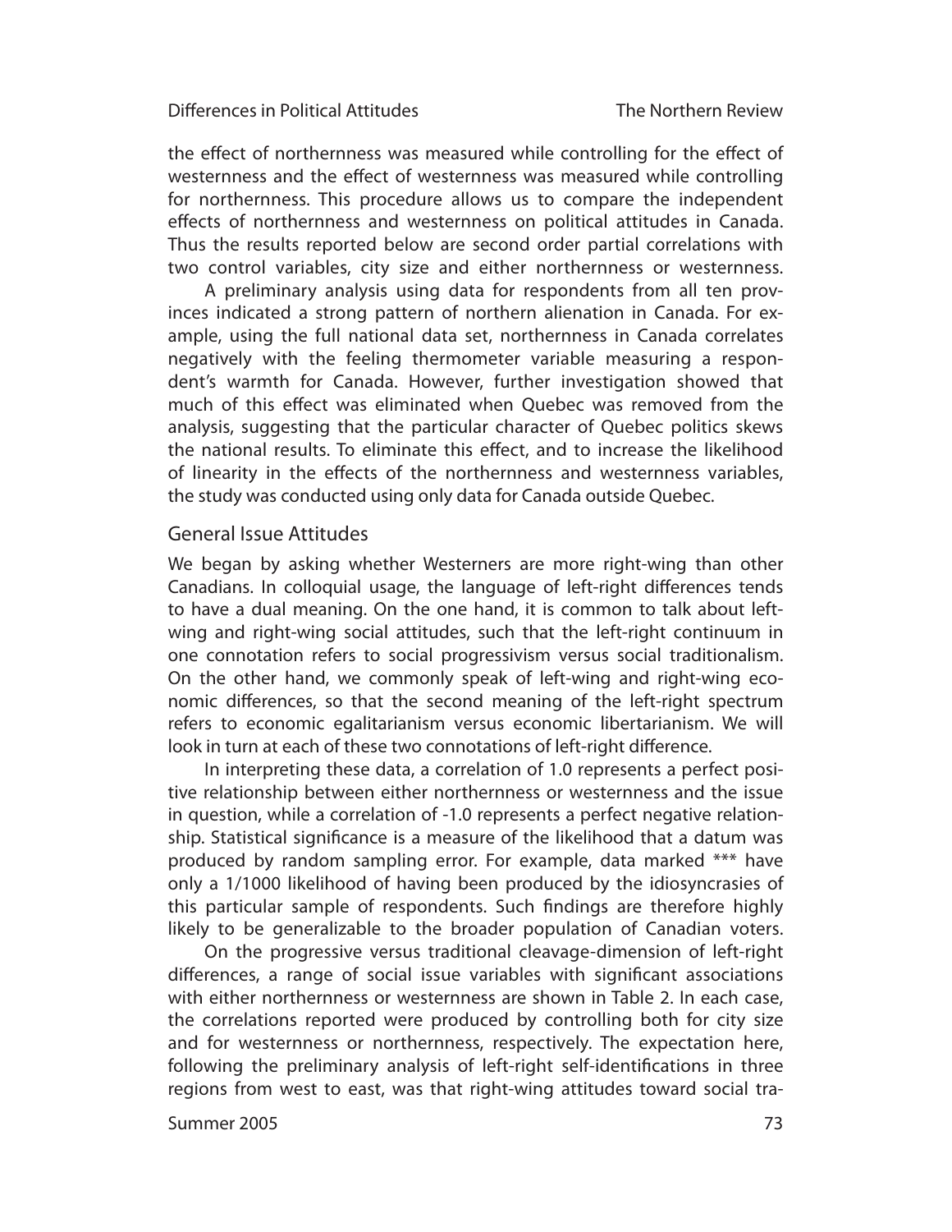the effect of northernness was measured while controlling for the effect of westernness and the effect of westernness was measured while controlling for northernness. This procedure allows us to compare the independent effects of northernness and westernness on political attitudes in Canada. Thus the results reported below are second order partial correlations with two control variables, city size and either northernness or westernness.

A preliminary analysis using data for respondents from all ten provinces indicated a strong pattern of northern alienation in Canada. For example, using the full national data set, northernness in Canada correlates negatively with the feeling thermometer variable measuring a respondent's warmth for Canada. However, further investigation showed that much of this effect was eliminated when Quebec was removed from the analysis, suggesting that the particular character of Quebec politics skews the national results. To eliminate this effect, and to increase the likelihood of linearity in the effects of the northernness and westernness variables, the study was conducted using only data for Canada outside Quebec.

## General Issue Attitudes

We began by asking whether Westerners are more right-wing than other Canadians. In colloquial usage, the language of left-right differences tends to have a dual meaning. On the one hand, it is common to talk about left-wing and right-wing social attitudes, such that the left-right continuum in one connotation refers to social progressivism versus social traditionalism. On the other hand, we commonly speak of left-wing and right-wing economic differences, so that the second meaning of the left-right spectrum refers to economic egalitarianism versus economic libertarianism. We will look in turn at each of these two connotations of left-right difference.

In interpreting these data, a correlation of 1.0 represents a perfect positive relationship between either northernness or westernness and the issue in question, while a correlation of -1.0 represents a perfect negative relationship. Statistical significance is a measure of the likelihood that a datum was produced by random sampling error. For example, data marked *** have only a 1/1000 likelihood of having been produced by the idiosyncrasies of this particular sample of respondents. Such findings are therefore highly likely to be generalizable to the broader population of Canadian voters.

On the progressive versus traditional cleavage-dimension of left-right differences, a range of social issue variables with significant associations with either northernness or westernness are shown in Table 2. In each case, the correlations reported were produced by controlling both for city size and for westernness or northernness, respectively. The expectation here, following the preliminary analysis of left-right self-identifications in three regions from west to east, was that right-wing attitudes toward social tra-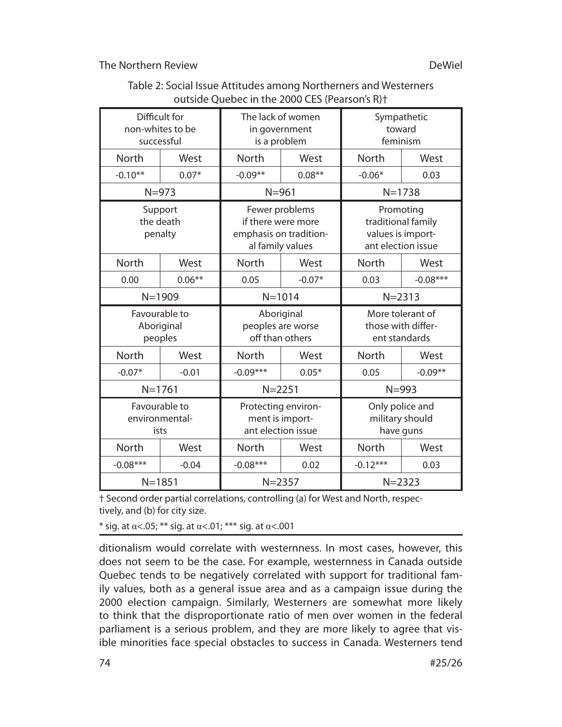Table 2: Social Issue Attitudes among Northerners and Westerners outside Quebec in the 2000 CES (Pearson's R)†

| Difficult for non-whites to be successful | | The lack of women in government is a problem | | Sympathetic toward feminism | |
|---|---|---|---|---|---|
| North | West | North | West | North | West |
| -0.10** | 0.07* | -0.09** | 0.08** | -0.06* | 0.03 |
| N=973 | | N=961 | | N=1738 | |
| **Support the death penalty** | | **Fewer problems if there were more emphasis on traditional family values** | | **Promoting traditional family values is important election issue** | |
| North | West | North | West | North | West |
| 0.00 | 0.06** | 0.05 | -0.07* | 0.03 | -0.08*** |
| N=1909 | | N=1014 | | N=2313 | |
| **Favourable to Aboriginal peoples** | | **Aboriginal peoples are worse off than others** | | **More tolerant of those with different standards** | |
| North | West | North | West | North | West |
| -0.07* | -0.01 | -0.09*** | 0.05* | 0.05 | -0.09** |
| N=1761 | | N=2251 | | N=993 | |
| **Favourable to environmentalists** | | **Protecting environment is important election issue** | | **Only police and military should have guns** | |
| North | West | North | West | North | West |
| -0.08*** | -0.04 | -0.08*** | 0.02 | -0.12*** | 0.03 |
| N=1851 | | N=2357 | | N=2323 | |

† Second order partial correlations, controlling (a) for West and North, respectively, and (b) for city size.

\* sig. at α<.05; ** sig. at α<.01; *** sig. at α<.001

ditionalism would correlate with westernness. In most cases, however, this does not seem to be the case. For example, westernness in Canada outside Quebec tends to be negatively correlated with support for traditional family values, both as a general issue area and as a campaign issue during the 2000 election campaign. Similarly, Westerners are somewhat more likely to think that the disproportionate ratio of men over women in the federal parliament is a serious problem, and they are more likely to agree that visible minorities face special obstacles to success in Canada. Westerners tend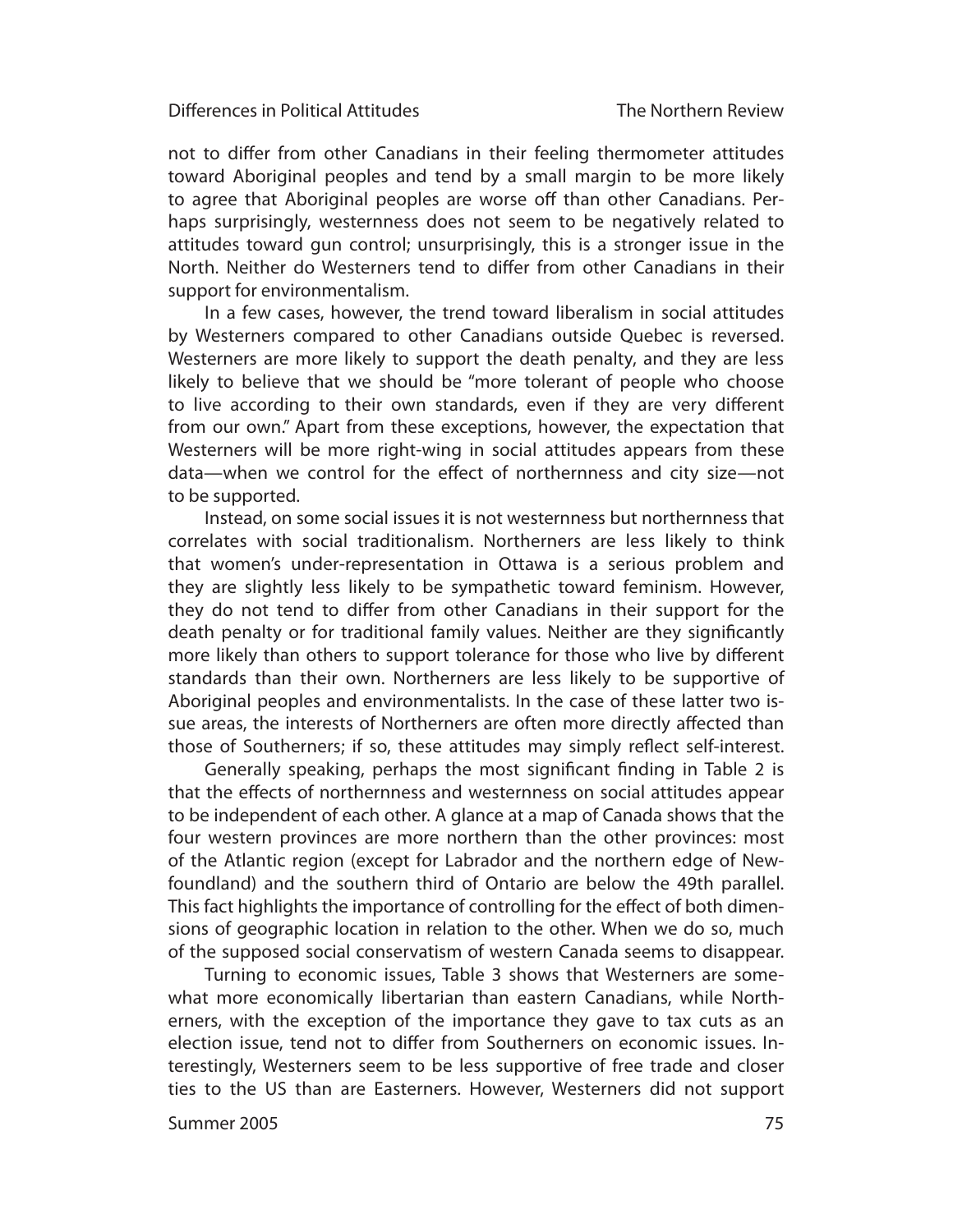not to differ from other Canadians in their feeling thermometer attitudes toward Aboriginal peoples and tend by a small margin to be more likely to agree that Aboriginal peoples are worse off than other Canadians. Perhaps surprisingly, westernness does not seem to be negatively related to attitudes toward gun control; unsurprisingly, this is a stronger issue in the North. Neither do Westerners tend to differ from other Canadians in their support for environmentalism.

In a few cases, however, the trend toward liberalism in social attitudes by Westerners compared to other Canadians outside Quebec is reversed. Westerners are more likely to support the death penalty, and they are less likely to believe that we should be "more tolerant of people who choose to live according to their own standards, even if they are very different from our own." Apart from these exceptions, however, the expectation that Westerners will be more right-wing in social attitudes appears from these data—when we control for the effect of northernness and city size—not to be supported.

Instead, on some social issues it is not westernness but northernness that correlates with social traditionalism. Northerners are less likely to think that women's under-representation in Ottawa is a serious problem and they are slightly less likely to be sympathetic toward feminism. However, they do not tend to differ from other Canadians in their support for the death penalty or for traditional family values. Neither are they significantly more likely than others to support tolerance for those who live by different standards than their own. Northerners are less likely to be supportive of Aboriginal peoples and environmentalists. In the case of these latter two issue areas, the interests of Northerners are often more directly affected than those of Southerners; if so, these attitudes may simply reflect self-interest.

Generally speaking, perhaps the most significant finding in Table 2 is that the effects of northernness and westernness on social attitudes appear to be independent of each other. A glance at a map of Canada shows that the four western provinces are more northern than the other provinces: most of the Atlantic region (except for Labrador and the northern edge of Newfoundland) and the southern third of Ontario are below the 49th parallel. This fact highlights the importance of controlling for the effect of both dimensions of geographic location in relation to the other. When we do so, much of the supposed social conservatism of western Canada seems to disappear.

Turning to economic issues, Table 3 shows that Westerners are somewhat more economically libertarian than eastern Canadians, while Northerners, with the exception of the importance they gave to tax cuts as an election issue, tend not to differ from Southerners on economic issues. Interestingly, Westerners seem to be less supportive of free trade and closer ties to the US than are Easterners. However, Westerners did not support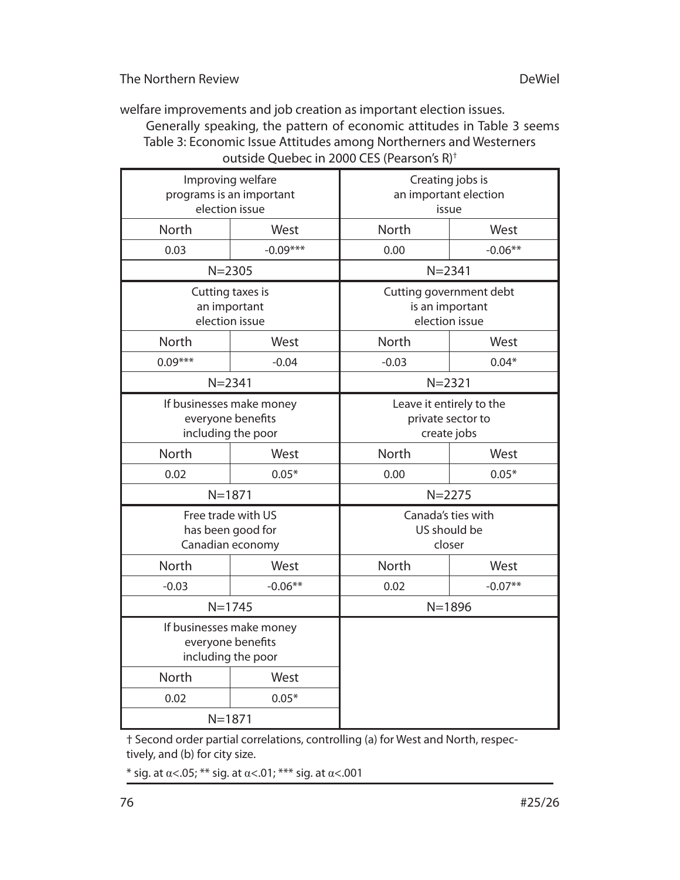welfare improvements and job creation as important election issues.

Generally speaking, the pattern of economic attitudes in Table 3 seems

Table 3: Economic Issue Attitudes among Northerners and Westerners outside Quebec in 2000 CES (Pearson's R)†

| Improving welfare programs is an important election issue | | Creating jobs is an important election issue | |
|---|---|---|---|
| North | West | North | West |
| 0.03 | -0.09*** | 0.00 | -0.06** |
| N=2305 | | N=2341 | |
| **Cutting taxes is an important election issue** | | **Cutting government debt is an important election issue** | |
| North | West | North | West |
| 0.09*** | -0.04 | -0.03 | 0.04* |
| N=2341 | | N=2321 | |
| **If businesses make money everyone benefits including the poor** | | **Leave it entirely to the private sector to create jobs** | |
| North | West | North | West |
| 0.02 | 0.05* | 0.00 | 0.05* |
| N=1871 | | N=2275 | |
| **Free trade with US has been good for Canadian economy** | | **Canada's ties with US should be closer** | |
| North | West | North | West |
| -0.03 | -0.06** | 0.02 | -0.07** |
| N=1745 | | N=1896 | |
| **If businesses make money everyone benefits including the poor** | | | |
| North | West | | |
| 0.02 | 0.05* | | |
| N=1871 | | | |

† Second order partial correlations, controlling (a) for West and North, respectively, and (b) for city size.

* sig. at $\alpha<.05$; ** sig. at $\alpha<.01$; *** sig. at $\alpha<.001$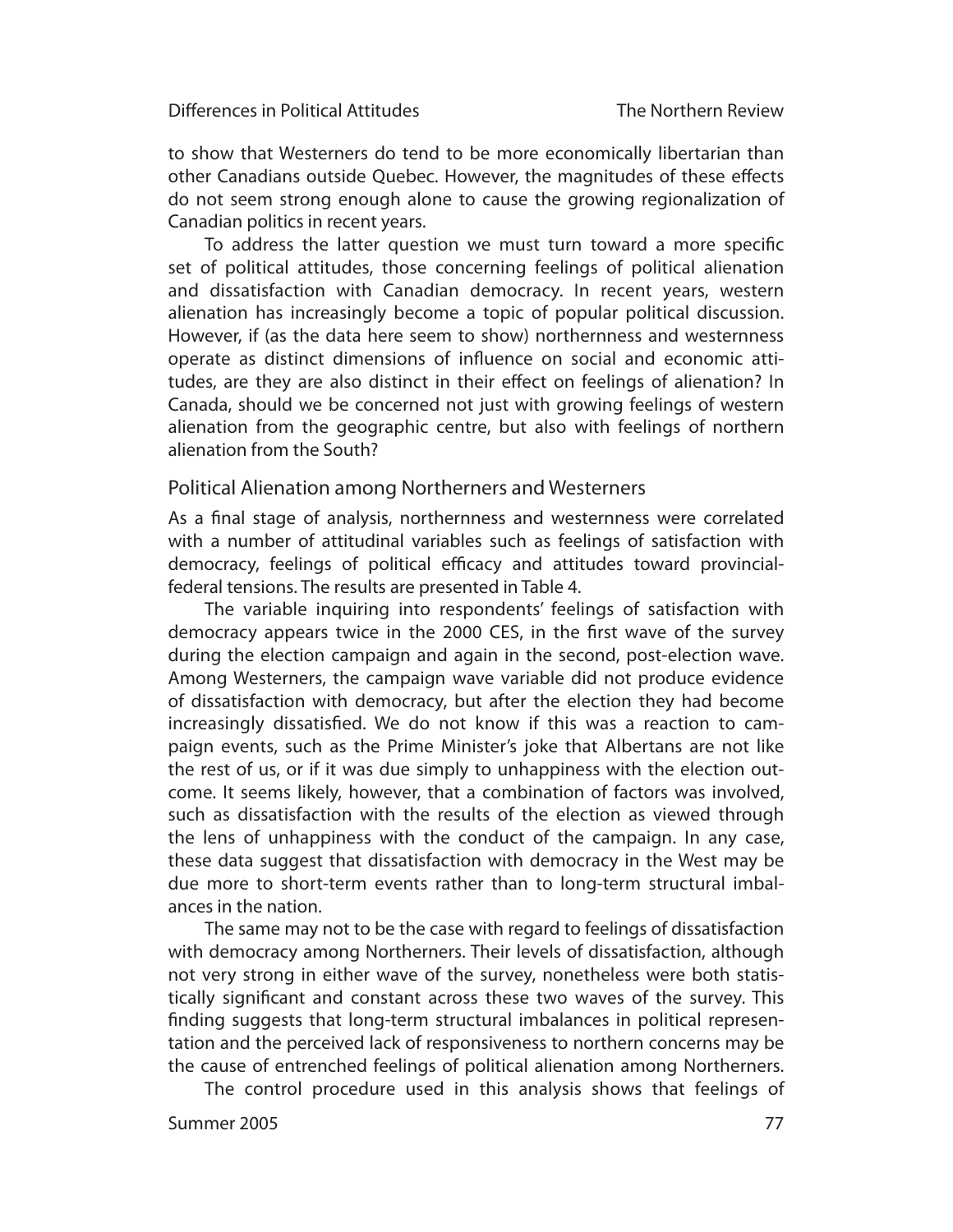to show that Westerners do tend to be more economically libertarian than other Canadians outside Quebec. However, the magnitudes of these effects do not seem strong enough alone to cause the growing regionalization of Canadian politics in recent years.

To address the latter question we must turn toward a more specific set of political attitudes, those concerning feelings of political alienation and dissatisfaction with Canadian democracy. In recent years, western alienation has increasingly become a topic of popular political discussion. However, if (as the data here seem to show) northernness and westernness operate as distinct dimensions of influence on social and economic attitudes, are they are also distinct in their effect on feelings of alienation? In Canada, should we be concerned not just with growing feelings of western alienation from the geographic centre, but also with feelings of northern alienation from the South?

## Political Alienation among Northerners and Westerners

As a final stage of analysis, northernness and westernness were correlated with a number of attitudinal variables such as feelings of satisfaction with democracy, feelings of political efficacy and attitudes toward provincial-federal tensions. The results are presented in Table 4.

The variable inquiring into respondents' feelings of satisfaction with democracy appears twice in the 2000 CES, in the first wave of the survey during the election campaign and again in the second, post-election wave. Among Westerners, the campaign wave variable did not produce evidence of dissatisfaction with democracy, but after the election they had become increasingly dissatisfied. We do not know if this was a reaction to campaign events, such as the Prime Minister's joke that Albertans are not like the rest of us, or if it was due simply to unhappiness with the election outcome. It seems likely, however, that a combination of factors was involved, such as dissatisfaction with the results of the election as viewed through the lens of unhappiness with the conduct of the campaign. In any case, these data suggest that dissatisfaction with democracy in the West may be due more to short-term events rather than to long-term structural imbalances in the nation.

The same may not to be the case with regard to feelings of dissatisfaction with democracy among Northerners. Their levels of dissatisfaction, although not very strong in either wave of the survey, nonetheless were both statistically significant and constant across these two waves of the survey. This finding suggests that long-term structural imbalances in political representation and the perceived lack of responsiveness to northern concerns may be the cause of entrenched feelings of political alienation among Northerners.

The control procedure used in this analysis shows that feelings of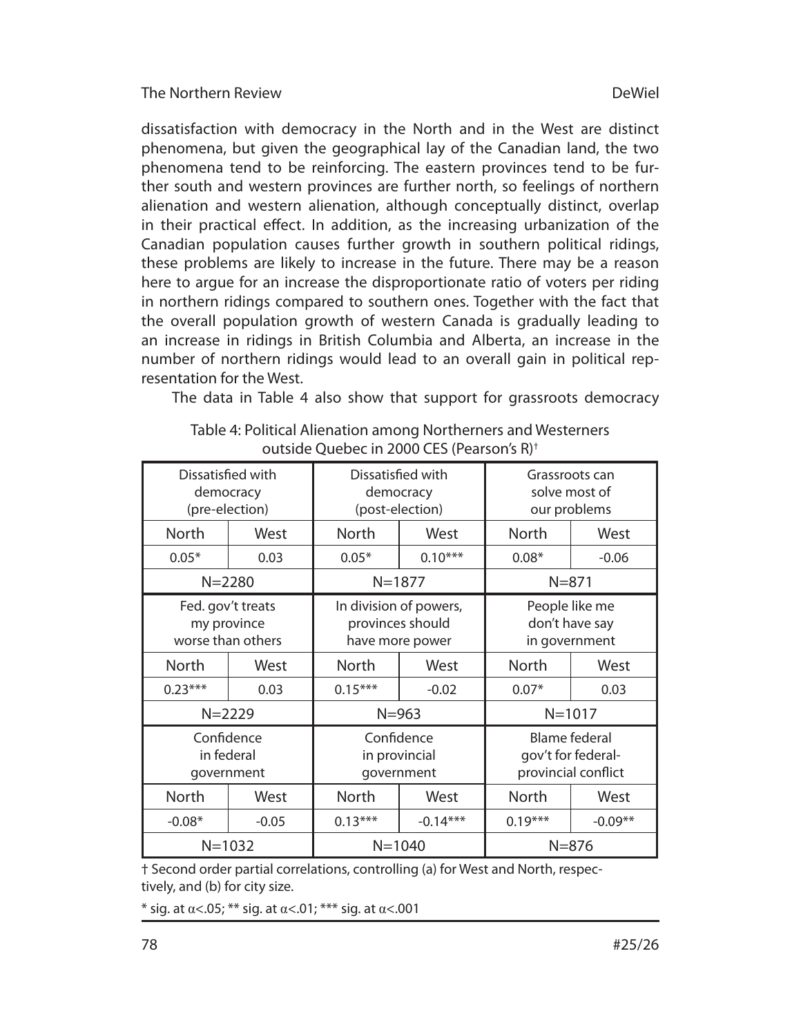dissatisfaction with democracy in the North and in the West are distinct phenomena, but given the geographical lay of the Canadian land, the two phenomena tend to be reinforcing. The eastern provinces tend to be further south and western provinces are further north, so feelings of northern alienation and western alienation, although conceptually distinct, overlap in their practical effect. In addition, as the increasing urbanization of the Canadian population causes further growth in southern political ridings, these problems are likely to increase in the future. There may be a reason here to argue for an increase the disproportionate ratio of voters per riding in northern ridings compared to southern ones. Together with the fact that the overall population growth of western Canada is gradually leading to an increase in ridings in British Columbia and Alberta, an increase in the number of northern ridings would lead to an overall gain in political representation for the West.

The data in Table 4 also show that support for grassroots democracy

Table 4: Political Alienation among Northerners and Westerners outside Quebec in 2000 CES (Pearson's R)†

| Dissatisfied with democracy (pre-election) | | Dissatisfied with democracy (post-election) | | Grassroots can solve most of our problems | |
|---|---|---|---|---|---|
| North | West | North | West | North | West |
| 0.05* | 0.03 | 0.05* | 0.10*** | 0.08* | -0.06 |
| N=2280 | | N=1877 | | N=871 | |
| **Fed. gov't treats my province worse than others** | | **In division of powers, provinces should have more power** | | **People like me don't have say in government** | |
| North | West | North | West | North | West |
| 0.23*** | 0.03 | 0.15*** | -0.02 | 0.07* | 0.03 |
| N=2229 | | N=963 | | N=1017 | |
| **Confidence in federal government** | | **Confidence in provincial government** | | **Blame federal gov't for federal-provincial conflict** | |
| North | West | North | West | North | West |
| -0.08* | -0.05 | 0.13*** | -0.14*** | 0.19*** | -0.09** |
| N=1032 | | N=1040 | | N=876 | |

† Second order partial correlations, controlling (a) for West and North, respectively, and (b) for city size.

* sig. at $\alpha<.05$; ** sig. at $\alpha<.01$; *** sig. at $\alpha<.001$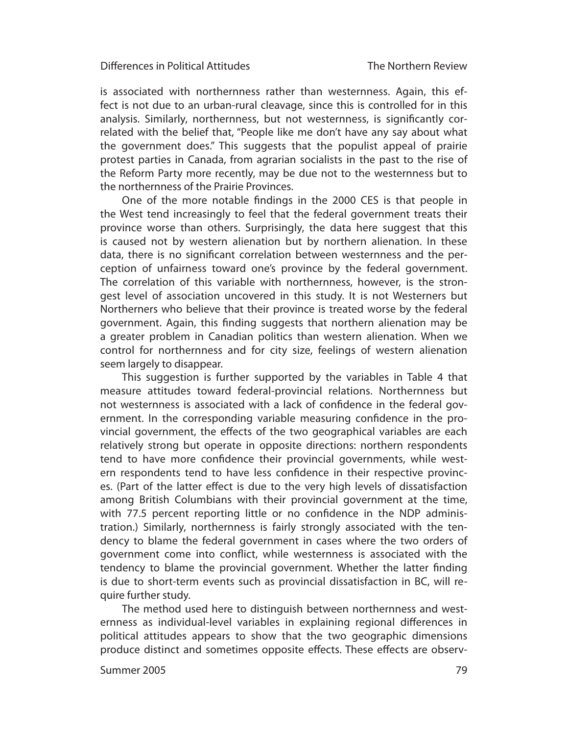is associated with northernness rather than westernness. Again, this effect is not due to an urban-rural cleavage, since this is controlled for in this analysis. Similarly, northernness, but not westernness, is significantly correlated with the belief that, "People like me don't have any say about what the government does." This suggests that the populist appeal of prairie protest parties in Canada, from agrarian socialists in the past to the rise of the Reform Party more recently, may be due not to the westernness but to the northernness of the Prairie Provinces.

One of the more notable findings in the 2000 CES is that people in the West tend increasingly to feel that the federal government treats their province worse than others. Surprisingly, the data here suggest that this is caused not by western alienation but by northern alienation. In these data, there is no significant correlation between westernness and the perception of unfairness toward one's province by the federal government. The correlation of this variable with northernness, however, is the strongest level of association uncovered in this study. It is not Westerners but Northerners who believe that their province is treated worse by the federal government. Again, this finding suggests that northern alienation may be a greater problem in Canadian politics than western alienation. When we control for northernness and for city size, feelings of western alienation seem largely to disappear.

This suggestion is further supported by the variables in Table 4 that measure attitudes toward federal-provincial relations. Northernness but not westernness is associated with a lack of confidence in the federal government. In the corresponding variable measuring confidence in the provincial government, the effects of the two geographical variables are each relatively strong but operate in opposite directions: northern respondents tend to have more confidence their provincial governments, while western respondents tend to have less confidence in their respective provinces. (Part of the latter effect is due to the very high levels of dissatisfaction among British Columbians with their provincial government at the time, with 77.5 percent reporting little or no confidence in the NDP administration.) Similarly, northernness is fairly strongly associated with the tendency to blame the federal government in cases where the two orders of government come into conflict, while westernness is associated with the tendency to blame the provincial government. Whether the latter finding is due to short-term events such as provincial dissatisfaction in BC, will require further study.

The method used here to distinguish between northernness and westernness as individual-level variables in explaining regional differences in political attitudes appears to show that the two geographic dimensions produce distinct and sometimes opposite effects. These effects are observ-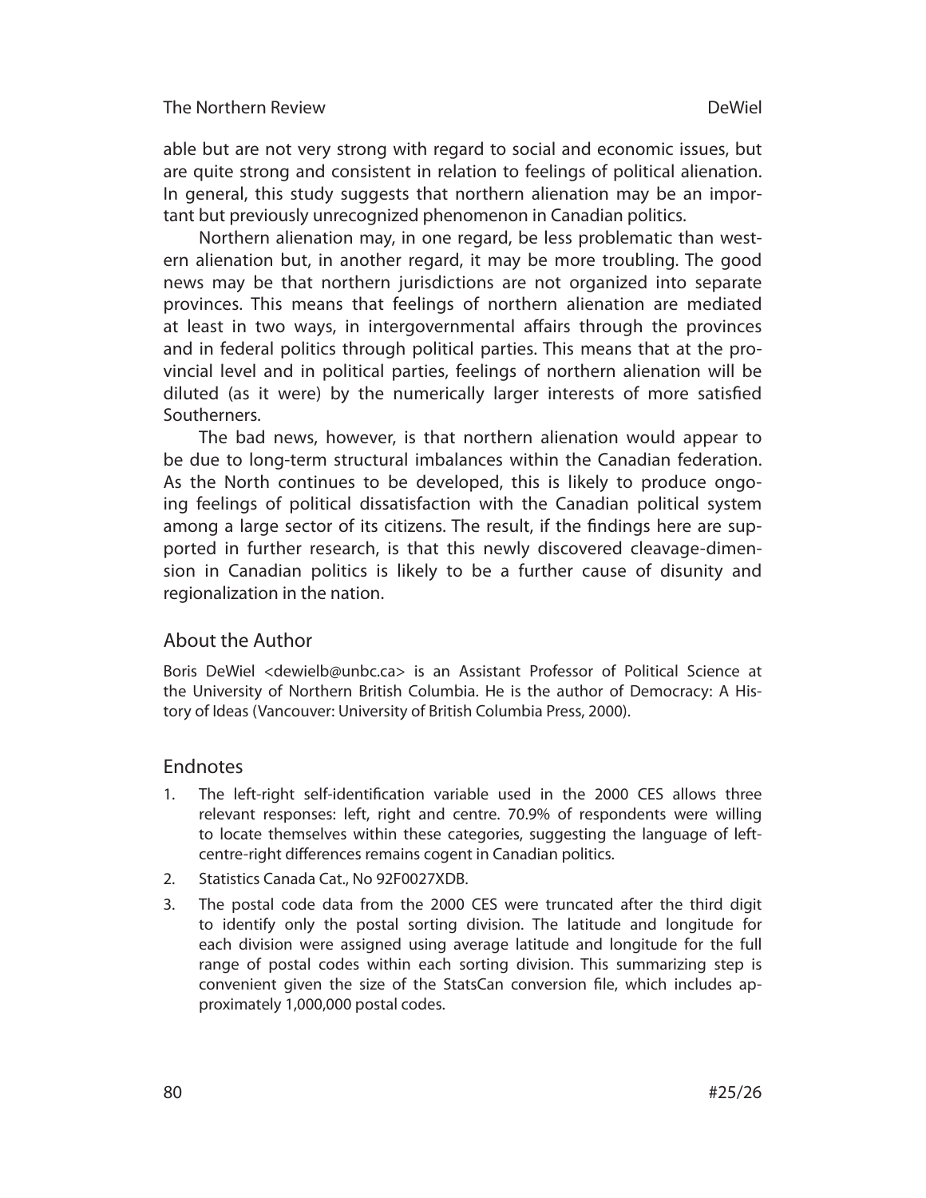able but are not very strong with regard to social and economic issues, but are quite strong and consistent in relation to feelings of political alienation. In general, this study suggests that northern alienation may be an important but previously unrecognized phenomenon in Canadian politics.

Northern alienation may, in one regard, be less problematic than western alienation but, in another regard, it may be more troubling. The good news may be that northern jurisdictions are not organized into separate provinces. This means that feelings of northern alienation are mediated at least in two ways, in intergovernmental affairs through the provinces and in federal politics through political parties. This means that at the provincial level and in political parties, feelings of northern alienation will be diluted (as it were) by the numerically larger interests of more satisfied Southerners.

The bad news, however, is that northern alienation would appear to be due to long-term structural imbalances within the Canadian federation. As the North continues to be developed, this is likely to produce ongoing feelings of political dissatisfaction with the Canadian political system among a large sector of its citizens. The result, if the findings here are supported in further research, is that this newly discovered cleavage-dimension in Canadian politics is likely to be a further cause of disunity and regionalization in the nation.

## About the Author

Boris DeWiel <dewielb@unbc.ca> is an Assistant Professor of Political Science at the University of Northern British Columbia. He is the author of Democracy: A History of Ideas (Vancouver: University of British Columbia Press, 2000).

## Endnotes

1. The left-right self-identification variable used in the 2000 CES allows three relevant responses: left, right and centre. 70.9% of respondents were willing to locate themselves within these categories, suggesting the language of left-centre-right differences remains cogent in Canadian politics.
2. Statistics Canada Cat., No 92F0027XDB.
3. The postal code data from the 2000 CES were truncated after the third digit to identify only the postal sorting division. The latitude and longitude for each division were assigned using average latitude and longitude for the full range of postal codes within each sorting division. This summarizing step is convenient given the size of the StatsCan conversion file, which includes approximately 1,000,000 postal codes.